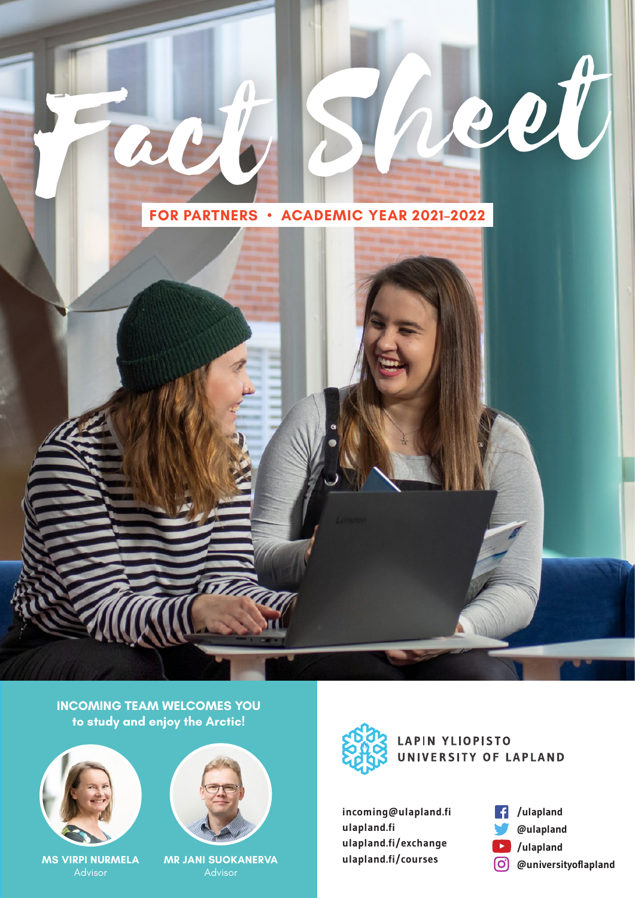# Fact Sheet

**FOR PARTNERS • ACADEMIC YEAR 2021–2022**

## INCOMING TEAM WELCOMES YOU to study and enjoy the Arctic!

**MS VIRPI NURMELA**
Advisor

**MR JANI SUOKANERVA**
Advisor

LAPIN YLIOPISTO
UNIVERSITY OF LAPLAND

incoming@ulapland.fi
ulapland.fi
ulapland.fi/exchange
ulapland.fi/courses

/ulapland
@ulapland
/ulapland
@universityoflapland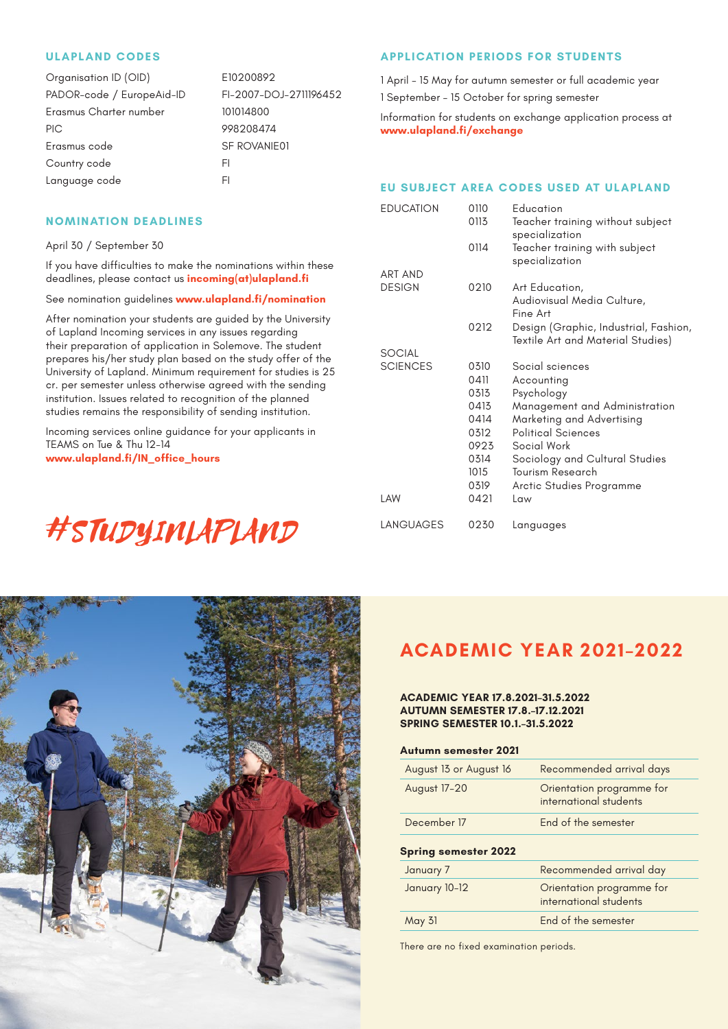## ULAPLAND CODES

| | |
|---|---|
| Organisation ID (OID) | E10200892 |
| PADOR-code / EuropeAid-ID | FI-2007-DOJ-2711196452 |
| Erasmus Charter number | 101014800 |
| PIC | 998208474 |
| Erasmus code | SF ROVANIE01 |
| Country code | FI |
| Language code | FI |

## NOMINATION DEADLINES

April 30 / September 30

If you have difficulties to make the nominations within these deadlines, please contact us **incoming(at)ulapland.fi**

See nomination guidelines **www.ulapland.fi/nomination**

After nomination your students are guided by the University of Lapland Incoming services in any issues regarding their preparation of application in Solemove. The student prepares his/her study plan based on the study offer of the University of Lapland. Minimum requirement for studies is 25 cr. per semester unless otherwise agreed with the sending institution. Issues related to recognition of the planned studies remains the responsibility of sending institution.

Incoming services online guidance for your applicants in TEAMS on Tue & Thu 12–14
**www.ulapland.fi/IN_office_hours**

#STUDYINLAPLAND

## APPLICATION PERIODS FOR STUDENTS

1 April – 15 May for autumn semester or full academic year
1 September – 15 October for spring semester

Information for students on exchange application process at **www.ulapland.fi/exchange**

## EU SUBJECT AREA CODES USED AT ULAPLAND

| | | |
|---|---|---|
| EDUCATION | 0110 | Education |
| | 0113 | Teacher training without subject specialization |
| | 0114 | Teacher training with subject specialization |
| ART AND DESIGN | 0210 | Art Education, Audiovisual Media Culture, Fine Art |
| | 0212 | Design (Graphic, Industrial, Fashion, Textile Art and Material Studies) |
| SOCIAL SCIENCES | 0310 | Social sciences |
| | 0411 | Accounting |
| | 0313 | Psychology |
| | 0413 | Management and Administration |
| | 0414 | Marketing and Advertising |
| | 0312 | Political Sciences |
| | 0923 | Social Work |
| | 0314 | Sociology and Cultural Studies |
| | 1015 | Tourism Research |
| | 0319 | Arctic Studies Programme |
| LAW | 0421 | Law |
| LANGUAGES | 0230 | Languages |

## ACADEMIC YEAR 2021–2022

**ACADEMIC YEAR 17.8.2021–31.5.2022**
**AUTUMN SEMESTER 17.8.–17.12.2021**
**SPRING SEMESTER 10.1.–31.5.2022**

**Autumn semester 2021**

| | |
|---|---|
| August 13 or August 16 | Recommended arrival days |
| August 17–20 | Orientation programme for international students |
| December 17 | End of the semester |

**Spring semester 2022**

| | |
|---|---|
| January 7 | Recommended arrival day |
| January 10–12 | Orientation programme for international students |
| May 31 | End of the semester |

There are no fixed examination periods.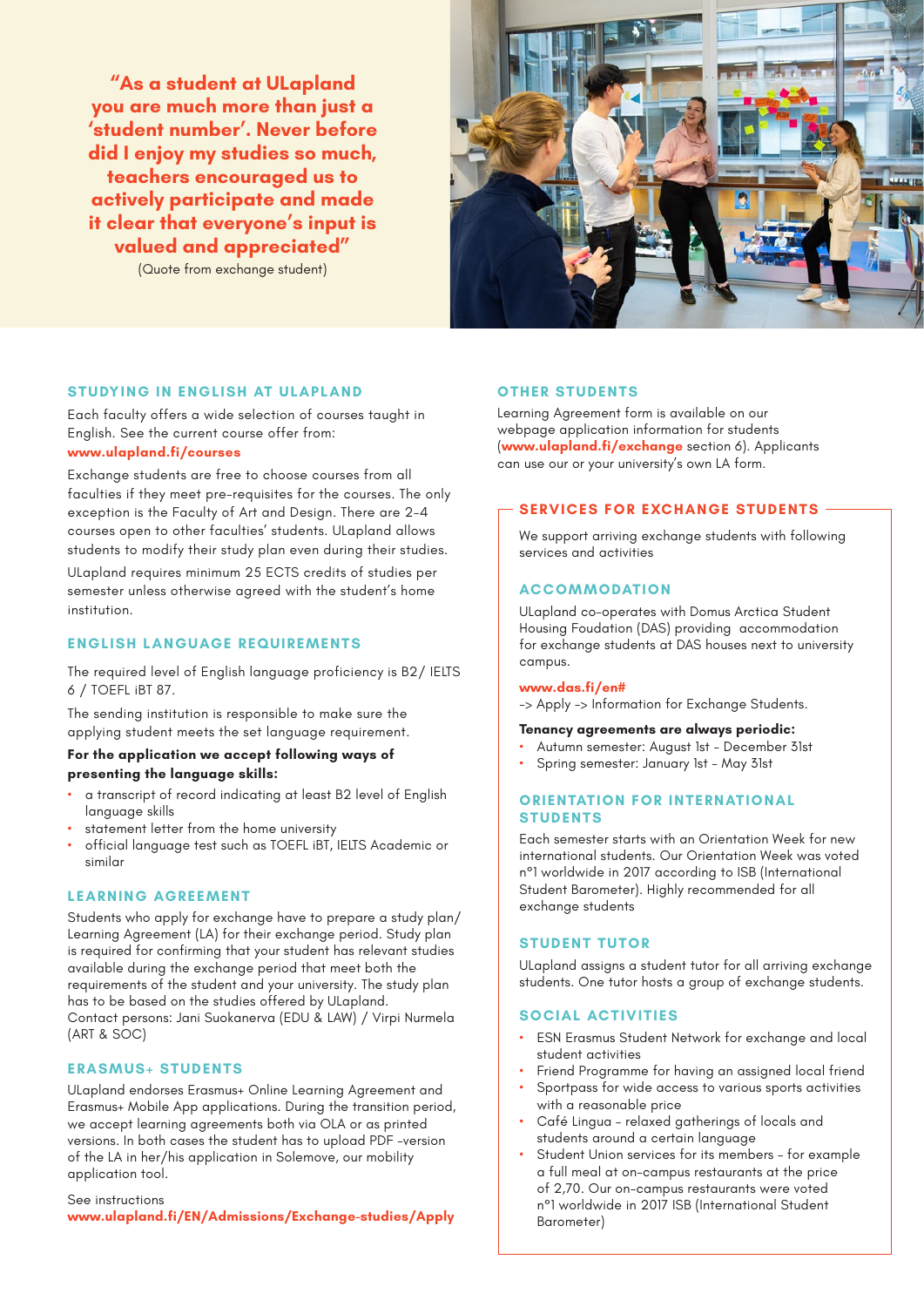**"As a student at ULapland you are much more than just a 'student number'. Never before did I enjoy my studies so much, teachers encouraged us to actively participate and made it clear that everyone's input is valued and appreciated"**

(Quote from exchange student)

## STUDYING IN ENGLISH AT ULAPLAND

Each faculty offers a wide selection of courses taught in English. See the current course offer from: **www.ulapland.fi/courses**

Exchange students are free to choose courses from all faculties if they meet pre-requisites for the courses. The only exception is the Faculty of Art and Design. There are 2-4 courses open to other faculties' students. ULapland allows students to modify their study plan even during their studies.

ULapland requires minimum 25 ECTS credits of studies per semester unless otherwise agreed with the student's home institution.

## ENGLISH LANGUAGE REQUIREMENTS

The required level of English language proficiency is B2/ IELTS 6 / TOEFL iBT 87.

The sending institution is responsible to make sure the applying student meets the set language requirement.

**For the application we accept following ways of presenting the language skills:**

- a transcript of record indicating at least B2 level of English language skills
- statement letter from the home university
- official language test such as TOEFL iBT, IELTS Academic or similar

## LEARNING AGREEMENT

Students who apply for exchange have to prepare a study plan/ Learning Agreement (LA) for their exchange period. Study plan is required for confirming that your student has relevant studies available during the exchange period that meet both the requirements of the student and your university. The study plan has to be based on the studies offered by ULapland.
Contact persons: Jani Suokanerva (EDU & LAW) / Virpi Nurmela (ART & SOC)

## ERASMUS+ STUDENTS

ULapland endorses Erasmus+ Online Learning Agreement and Erasmus+ Mobile App applications. During the transition period, we accept learning agreements both via OLA or as printed versions. In both cases the student has to upload PDF -version of the LA in her/his application in Solemove, our mobility application tool.

See instructions
**www.ulapland.fi/EN/Admissions/Exchange-studies/Apply**

## OTHER STUDENTS

Learning Agreement form is available on our webpage application information for students (**www.ulapland.fi/exchange** section 6). Applicants can use our or your university's own LA form.

## SERVICES FOR EXCHANGE STUDENTS

We support arriving exchange students with following services and activities

### ACCOMMODATION

ULapland co-operates with Domus Arctica Student Housing Foudation (DAS) providing accommodation for exchange students at DAS houses next to university campus.

**www.das.fi/en#**
-> Apply -> Information for Exchange Students.

**Tenancy agreements are always periodic:**

- Autumn semester: August 1st – December 31st
- Spring semester: January 1st – May 31st

### ORIENTATION FOR INTERNATIONAL STUDENTS

Each semester starts with an Orientation Week for new international students. Our Orientation Week was voted n°1 worldwide in 2017 according to ISB (International Student Barometer). Highly recommended for all exchange students

### STUDENT TUTOR

ULapland assigns a student tutor for all arriving exchange students. One tutor hosts a group of exchange students.

### SOCIAL ACTIVITIES

- ESN Erasmus Student Network for exchange and local student activities
- Friend Programme for having an assigned local friend
- Sportpass for wide access to various sports activities with a reasonable price
- Café Lingua – relaxed gatherings of locals and students around a certain language
- Student Union services for its members – for example a full meal at on-campus restaurants at the price of 2,70. Our on-campus restaurants were voted n°1 worldwide in 2017 ISB (International Student Barometer)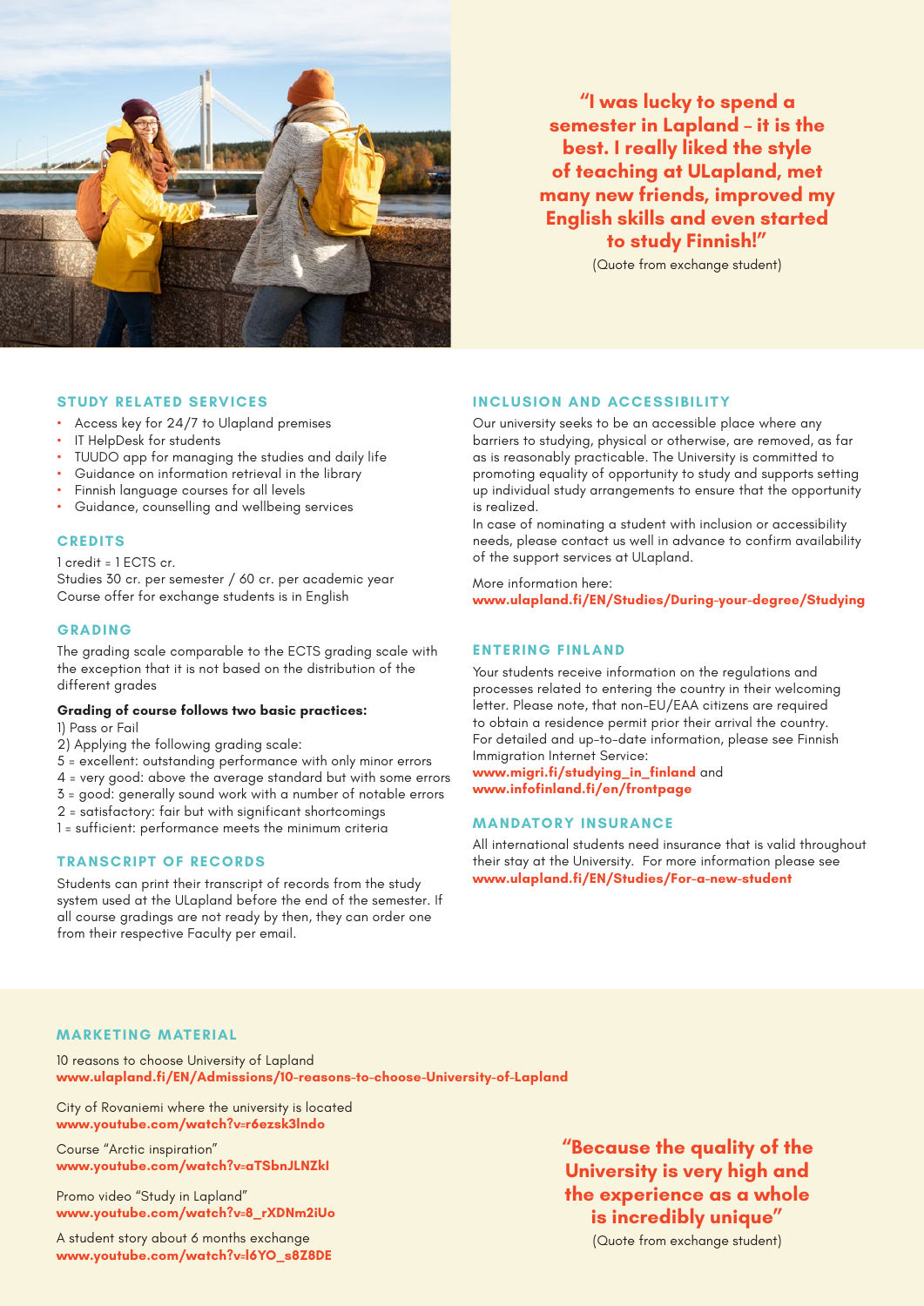**"I was lucky to spend a semester in Lapland – it is the best. I really liked the style of teaching at ULapland, met many new friends, improved my English skills and even started to study Finnish!"**

(Quote from exchange student)

## STUDY RELATED SERVICES

- Access key for 24/7 to Ulapland premises
- IT HelpDesk for students
- TUUDO app for managing the studies and daily life
- Guidance on information retrieval in the library
- Finnish language courses for all levels
- Guidance, counselling and wellbeing services

## CREDITS

1 credit = 1 ECTS cr.
Studies 30 cr. per semester / 60 cr. per academic year
Course offer for exchange students is in English

## GRADING

The grading scale comparable to the ECTS grading scale with the exception that it is not based on the distribution of the different grades

**Grading of course follows two basic practices:**

1) Pass or Fail
2) Applying the following grading scale:
5 = excellent: outstanding performance with only minor errors
4 = very good: above the average standard but with some errors
3 = good: generally sound work with a number of notable errors
2 = satisfactory: fair but with significant shortcomings
1 = sufficient: performance meets the minimum criteria

## TRANSCRIPT OF RECORDS

Students can print their transcript of records from the study system used at the ULapland before the end of the semester. If all course gradings are not ready by then, they can order one from their respective Faculty per email.

## INCLUSION AND ACCESSIBILITY

Our university seeks to be an accessible place where any barriers to studying, physical or otherwise, are removed, as far as is reasonably practicable. The University is committed to promoting equality of opportunity to study and supports setting up individual study arrangements to ensure that the opportunity is realized.
In case of nominating a student with inclusion or accessibility needs, please contact us well in advance to confirm availability of the support services at ULapland.

More information here:
**www.ulapland.fi/EN/Studies/During-your-degree/Studying**

## ENTERING FINLAND

Your students receive information on the regulations and processes related to entering the country in their welcoming letter. Please note, that non-EU/EAA citizens are required to obtain a residence permit prior their arrival the country. For detailed and up-to-date information, please see Finnish Immigration Internet Service:
**www.migri.fi/studying_in_finland** and **www.infofinland.fi/en/frontpage**

## MANDATORY INSURANCE

All international students need insurance that is valid throughout their stay at the University. For more information please see **www.ulapland.fi/EN/Studies/For-a-new-student**

## MARKETING MATERIAL

10 reasons to choose University of Lapland
**www.ulapland.fi/EN/Admissions/10-reasons-to-choose-University-of-Lapland**

City of Rovaniemi where the university is located
**www.youtube.com/watch?v=r6ezsk3lndo**

Course "Arctic inspiration"
**www.youtube.com/watch?v=aTSbnJLNZkI**

Promo video "Study in Lapland"
**www.youtube.com/watch?v=8_rXDNm2iUo**

A student story about 6 months exchange
**www.youtube.com/watch?v=l6YO_s8Z8DE**

**"Because the quality of the University is very high and the experience as a whole is incredibly unique"**

(Quote from exchange student)